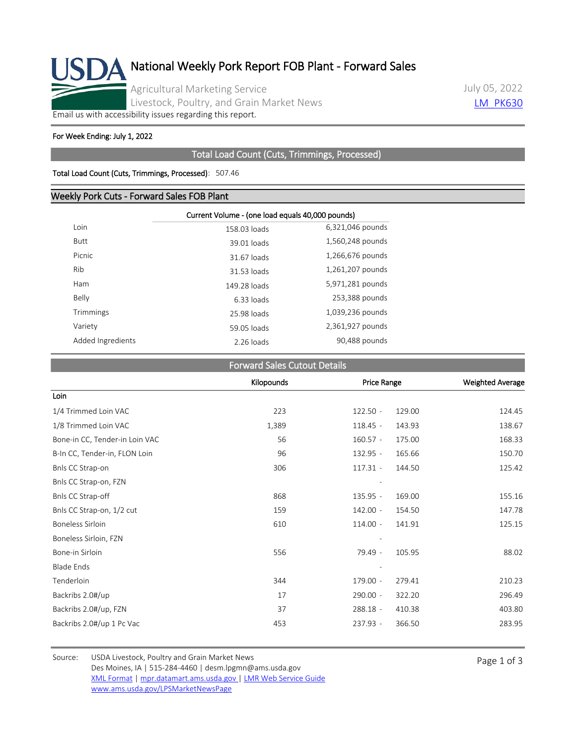# National Weekly Pork Report FOB Plant - Forward Sales

Agricultural Marketing Service
Livestock, Poultry, and Grain Market News

July 05, 2022
LM_PK630

Email us with accessibility issues regarding this report.

**For Week Ending: July 1, 2022**

## Total Load Count (Cuts, Trimmings, Processed)

**Total Load Count (Cuts, Trimmings, Processed)**: 507.46

## Weekly Pork Cuts - Forward Sales FOB Plant

| | Current Volume - (one load equals 40,000 pounds) | |
|---|---|---|
| Loin | 158.03 loads | 6,321,046 pounds |
| Butt | 39.01 loads | 1,560,248 pounds |
| Picnic | 31.67 loads | 1,266,676 pounds |
| Rib | 31.53 loads | 1,261,207 pounds |
| Ham | 149.28 loads | 5,971,281 pounds |
| Belly | 6.33 loads | 253,388 pounds |
| Trimmings | 25.98 loads | 1,039,236 pounds |
| Variety | 59.05 loads | 2,361,927 pounds |
| Added Ingredients | 2.26 loads | 90,488 pounds |

## Forward Sales Cutout Details

| | Kilopounds | Price Range | Weighted Average |
|---|---|---|---|
| **Loin** | | | |
| 1/4 Trimmed Loin VAC | 223 | 122.50 - 129.00 | 124.45 |
| 1/8 Trimmed Loin VAC | 1,389 | 118.45 - 143.93 | 138.67 |
| Bone-in CC, Tender-in Loin VAC | 56 | 160.57 - 175.00 | 168.33 |
| B-In CC, Tender-in, FLON Loin | 96 | 132.95 - 165.66 | 150.70 |
| Bnls CC Strap-on | 306 | 117.31 - 144.50 | 125.42 |
| Bnls CC Strap-on, FZN | | - | |
| Bnls CC Strap-off | 868 | 135.95 - 169.00 | 155.16 |
| Bnls CC Strap-on, 1/2 cut | 159 | 142.00 - 154.50 | 147.78 |
| Boneless Sirloin | 610 | 114.00 - 141.91 | 125.15 |
| Boneless Sirloin, FZN | | - | |
| Bone-in Sirloin | 556 | 79.49 - 105.95 | 88.02 |
| Blade Ends | | - | |
| Tenderloin | 344 | 179.00 - 279.41 | 210.23 |
| Backribs 2.0#/up | 17 | 290.00 - 322.20 | 296.49 |
| Backribs 2.0#/up, FZN | 37 | 288.18 - 410.38 | 403.80 |
| Backribs 2.0#/up 1 Pc Vac | 453 | 237.93 - 366.50 | 283.95 |

Source: USDA Livestock, Poultry and Grain Market News
Des Moines, IA | 515-284-4460 | desm.lpgmn@ams.usda.gov
XML Format | mpr.datamart.ams.usda.gov | LMR Web Service Guide
www.ams.usda.gov/LPSMarketNewsPage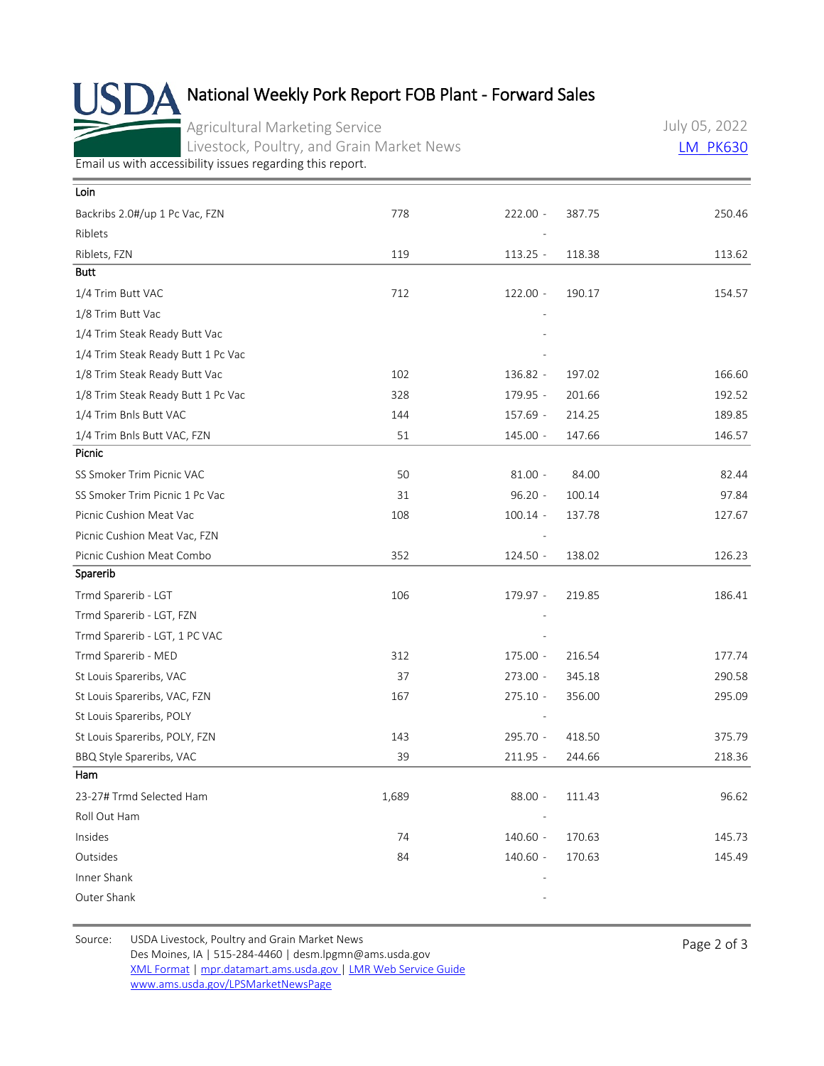# National Weekly Pork Report FOB Plant - Forward Sales

Agricultural Marketing Service
Livestock, Poultry, and Grain Market News

July 05, 2022
LM_PK630

Email us with accessibility issues regarding this report.

| Loin | | | |
|---|---|---|---|
| Backribs 2.0#/up 1 Pc Vac, FZN | 778 | 222.00 - 387.75 | 250.46 |
| Riblets | | - | |
| Riblets, FZN | 119 | 113.25 - 118.38 | 113.62 |
| **Butt** | | | |
| 1/4 Trim Butt VAC | 712 | 122.00 - 190.17 | 154.57 |
| 1/8 Trim Butt Vac | | - | |
| 1/4 Trim Steak Ready Butt Vac | | - | |
| 1/4 Trim Steak Ready Butt 1 Pc Vac | | - | |
| 1/8 Trim Steak Ready Butt Vac | 102 | 136.82 - 197.02 | 166.60 |
| 1/8 Trim Steak Ready Butt 1 Pc Vac | 328 | 179.95 - 201.66 | 192.52 |
| 1/4 Trim Bnls Butt VAC | 144 | 157.69 - 214.25 | 189.85 |
| 1/4 Trim Bnls Butt VAC, FZN | 51 | 145.00 - 147.66 | 146.57 |
| **Picnic** | | | |
| SS Smoker Trim Picnic VAC | 50 | 81.00 - 84.00 | 82.44 |
| SS Smoker Trim Picnic 1 Pc Vac | 31 | 96.20 - 100.14 | 97.84 |
| Picnic Cushion Meat Vac | 108 | 100.14 - 137.78 | 127.67 |
| Picnic Cushion Meat Vac, FZN | | - | |
| Picnic Cushion Meat Combo | 352 | 124.50 - 138.02 | 126.23 |
| **Sparerib** | | | |
| Trmd Sparerib - LGT | 106 | 179.97 - 219.85 | 186.41 |
| Trmd Sparerib - LGT, FZN | | - | |
| Trmd Sparerib - LGT, 1 PC VAC | | - | |
| Trmd Sparerib - MED | 312 | 175.00 - 216.54 | 177.74 |
| St Louis Spareribs, VAC | 37 | 273.00 - 345.18 | 290.58 |
| St Louis Spareribs, VAC, FZN | 167 | 275.10 - 356.00 | 295.09 |
| St Louis Spareribs, POLY | | - | |
| St Louis Spareribs, POLY, FZN | 143 | 295.70 - 418.50 | 375.79 |
| BBQ Style Spareribs, VAC | 39 | 211.95 - 244.66 | 218.36 |
| **Ham** | | | |
| 23-27# Trmd Selected Ham | 1,689 | 88.00 - 111.43 | 96.62 |
| Roll Out Ham | | - | |
| Insides | 74 | 140.60 - 170.63 | 145.73 |
| Outsides | 84 | 140.60 - 170.63 | 145.49 |
| Inner Shank | | - | |
| Outer Shank | | - | |

Source: USDA Livestock, Poultry and Grain Market News
Des Moines, IA | 515-284-4460 | desm.lpgmn@ams.usda.gov
XML Format | mpr.datamart.ams.usda.gov | LMR Web Service Guide
www.ams.usda.gov/LPSMarketNewsPage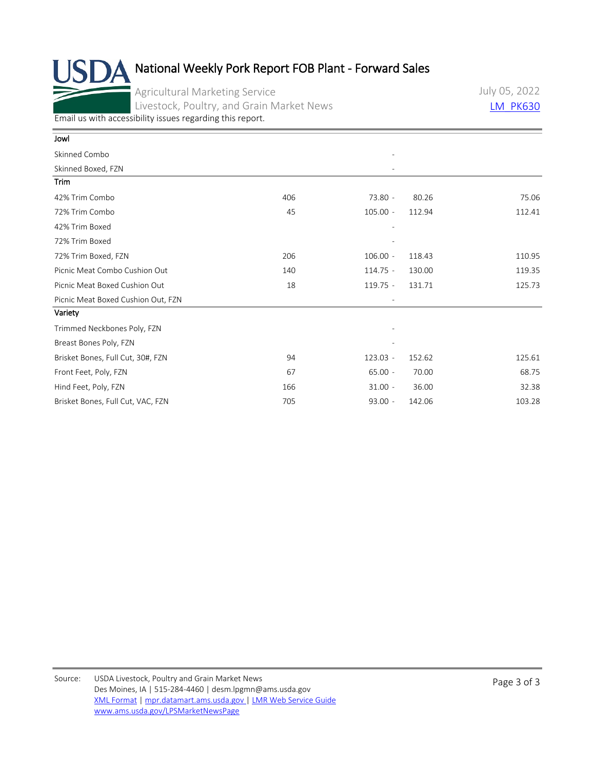# National Weekly Pork Report FOB Plant - Forward Sales

Agricultural Marketing Service
Livestock, Poultry, and Grain Market News

July 05, 2022
LM_PK630

Email us with accessibility issues regarding this report.

| | | | | |
|---|---|---|---|---|
| **Jowl** | | | | |
| Skinned Combo | | - | | |
| Skinned Boxed, FZN | | - | | |
| **Trim** | | | | |
| 42% Trim Combo | 406 | 73.80 - | 80.26 | 75.06 |
| 72% Trim Combo | 45 | 105.00 - | 112.94 | 112.41 |
| 42% Trim Boxed | | - | | |
| 72% Trim Boxed | | - | | |
| 72% Trim Boxed, FZN | 206 | 106.00 - | 118.43 | 110.95 |
| Picnic Meat Combo Cushion Out | 140 | 114.75 - | 130.00 | 119.35 |
| Picnic Meat Boxed Cushion Out | 18 | 119.75 - | 131.71 | 125.73 |
| Picnic Meat Boxed Cushion Out, FZN | | - | | |
| **Variety** | | | | |
| Trimmed Neckbones Poly, FZN | | - | | |
| Breast Bones Poly, FZN | | - | | |
| Brisket Bones, Full Cut, 30#, FZN | 94 | 123.03 - | 152.62 | 125.61 |
| Front Feet, Poly, FZN | 67 | 65.00 - | 70.00 | 68.75 |
| Hind Feet, Poly, FZN | 166 | 31.00 - | 36.00 | 32.38 |
| Brisket Bones, Full Cut, VAC, FZN | 705 | 93.00 - | 142.06 | 103.28 |

Source: USDA Livestock, Poultry and Grain Market News
Des Moines, IA | 515-284-4460 | desm.lpgmn@ams.usda.gov
XML Format | mpr.datamart.ams.usda.gov | LMR Web Service Guide
www.ams.usda.gov/LPSMarketNewsPage